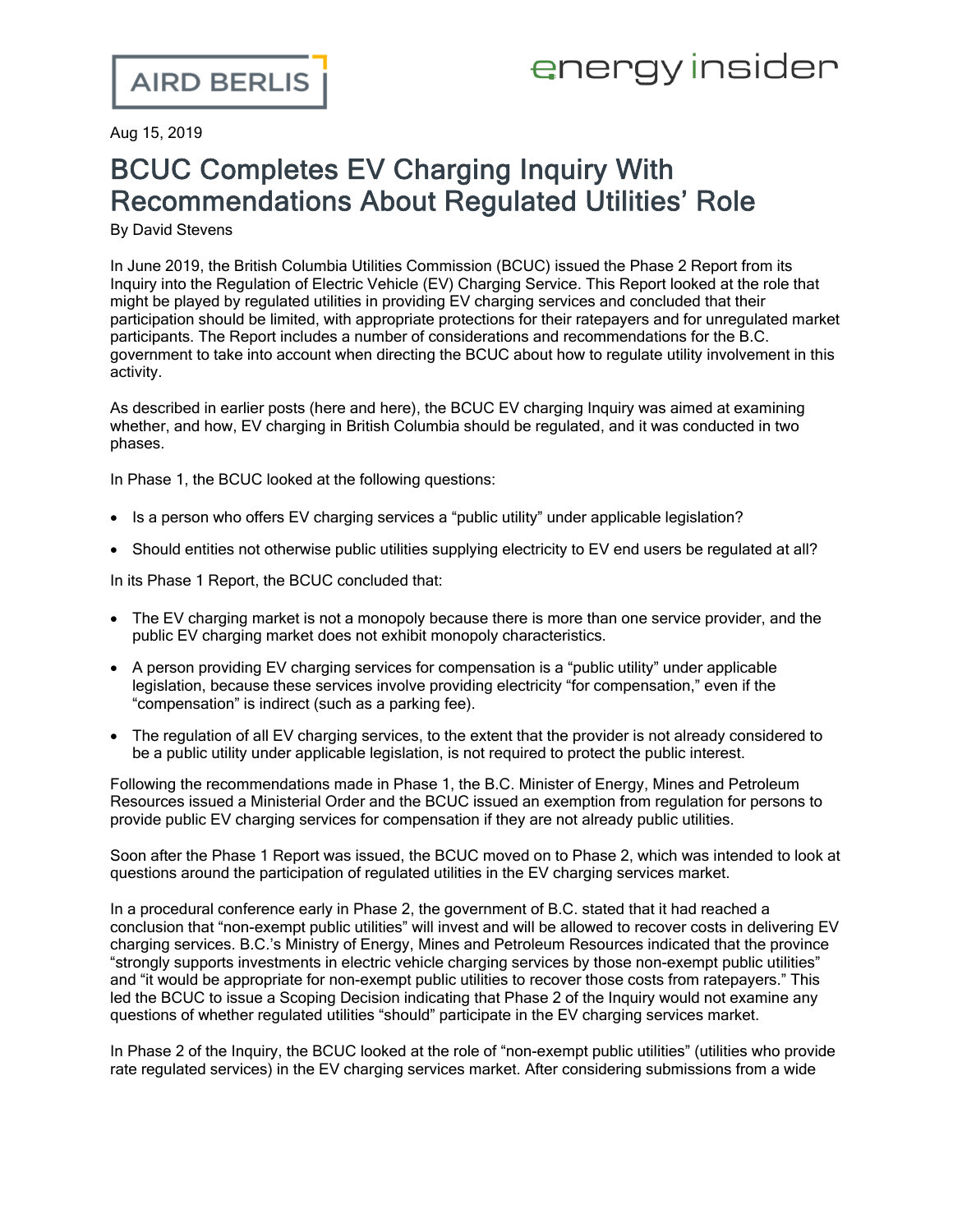Aug 15, 2019

# BCUC Completes EV Charging Inquiry With Recommendations About Regulated Utilities' Role

By David Stevens

In June 2019, the British Columbia Utilities Commission (BCUC) issued the Phase 2 Report from its Inquiry into the Regulation of Electric Vehicle (EV) Charging Service. This Report looked at the role that might be played by regulated utilities in providing EV charging services and concluded that their participation should be limited, with appropriate protections for their ratepayers and for unregulated market participants. The Report includes a number of considerations and recommendations for the B.C. government to take into account when directing the BCUC about how to regulate utility involvement in this activity.

As described in earlier posts (here and here), the BCUC EV charging Inquiry was aimed at examining whether, and how, EV charging in British Columbia should be regulated, and it was conducted in two phases.

In Phase 1, the BCUC looked at the following questions:

- Is a person who offers EV charging services a "public utility" under applicable legislation?
- Should entities not otherwise public utilities supplying electricity to EV end users be regulated at all?

In its Phase 1 Report, the BCUC concluded that:

- The EV charging market is not a monopoly because there is more than one service provider, and the public EV charging market does not exhibit monopoly characteristics.
- A person providing EV charging services for compensation is a "public utility" under applicable legislation, because these services involve providing electricity "for compensation," even if the "compensation" is indirect (such as a parking fee).
- The regulation of all EV charging services, to the extent that the provider is not already considered to be a public utility under applicable legislation, is not required to protect the public interest.

Following the recommendations made in Phase 1, the B.C. Minister of Energy, Mines and Petroleum Resources issued a Ministerial Order and the BCUC issued an exemption from regulation for persons to provide public EV charging services for compensation if they are not already public utilities.

Soon after the Phase 1 Report was issued, the BCUC moved on to Phase 2, which was intended to look at questions around the participation of regulated utilities in the EV charging services market.

In a procedural conference early in Phase 2, the government of B.C. stated that it had reached a conclusion that "non-exempt public utilities" will invest and will be allowed to recover costs in delivering EV charging services. B.C.'s Ministry of Energy, Mines and Petroleum Resources indicated that the province "strongly supports investments in electric vehicle charging services by those non-exempt public utilities" and "it would be appropriate for non-exempt public utilities to recover those costs from ratepayers." This led the BCUC to issue a Scoping Decision indicating that Phase 2 of the Inquiry would not examine any questions of whether regulated utilities "should" participate in the EV charging services market.

In Phase 2 of the Inquiry, the BCUC looked at the role of "non-exempt public utilities" (utilities who provide rate regulated services) in the EV charging services market. After considering submissions from a wide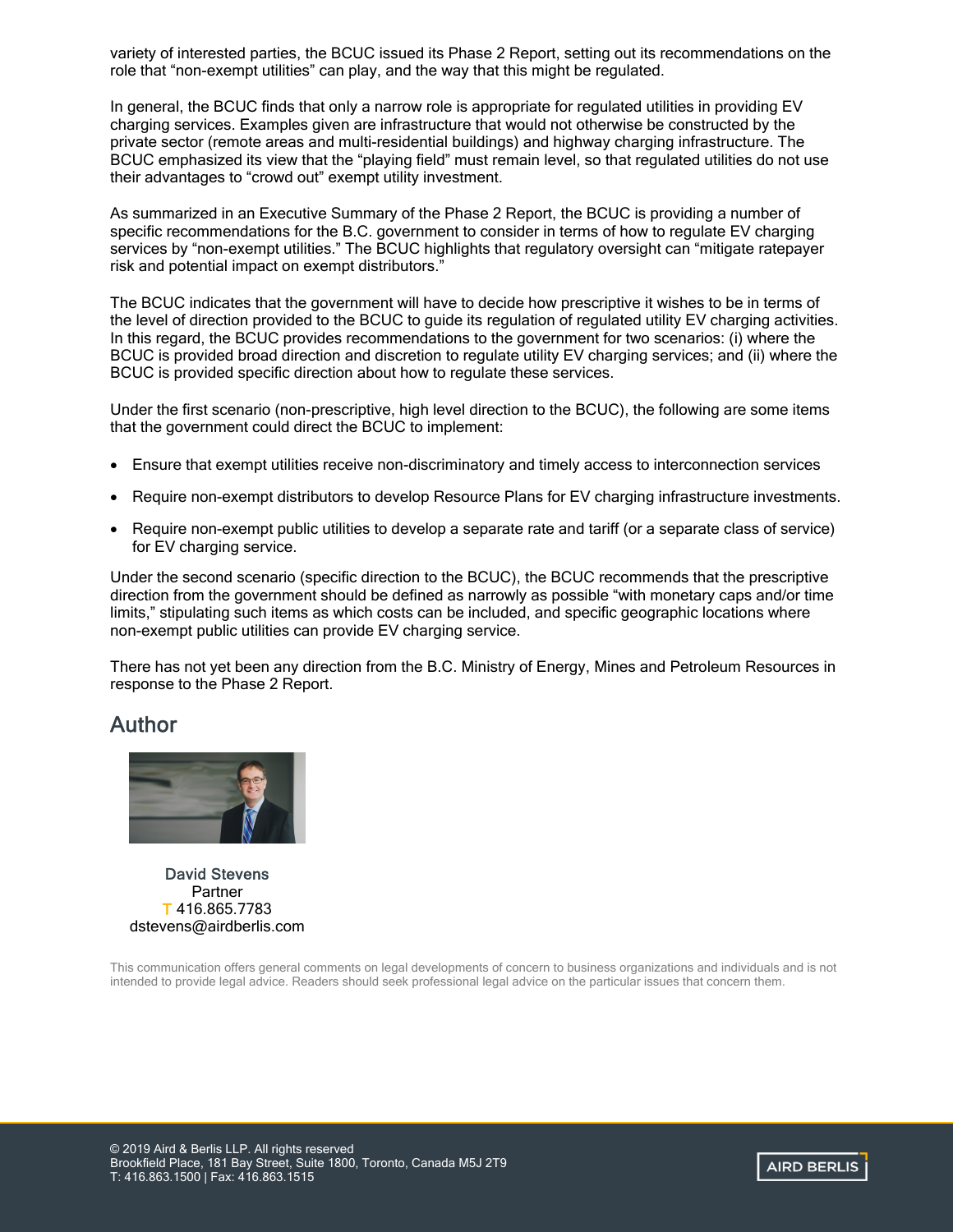variety of interested parties, the BCUC issued its Phase 2 Report, setting out its recommendations on the role that "non-exempt utilities" can play, and the way that this might be regulated.

In general, the BCUC finds that only a narrow role is appropriate for regulated utilities in providing EV charging services. Examples given are infrastructure that would not otherwise be constructed by the private sector (remote areas and multi-residential buildings) and highway charging infrastructure. The BCUC emphasized its view that the "playing field" must remain level, so that regulated utilities do not use their advantages to "crowd out" exempt utility investment.

As summarized in an Executive Summary of the Phase 2 Report, the BCUC is providing a number of specific recommendations for the B.C. government to consider in terms of how to regulate EV charging services by "non-exempt utilities." The BCUC highlights that regulatory oversight can "mitigate ratepayer risk and potential impact on exempt distributors."

The BCUC indicates that the government will have to decide how prescriptive it wishes to be in terms of the level of direction provided to the BCUC to guide its regulation of regulated utility EV charging activities. In this regard, the BCUC provides recommendations to the government for two scenarios: (i) where the BCUC is provided broad direction and discretion to regulate utility EV charging services; and (ii) where the BCUC is provided specific direction about how to regulate these services.

Under the first scenario (non-prescriptive, high level direction to the BCUC), the following are some items that the government could direct the BCUC to implement:

- Ensure that exempt utilities receive non-discriminatory and timely access to interconnection services
- Require non-exempt distributors to develop Resource Plans for EV charging infrastructure investments.
- Require non-exempt public utilities to develop a separate rate and tariff (or a separate class of service) for EV charging service.

Under the second scenario (specific direction to the BCUC), the BCUC recommends that the prescriptive direction from the government should be defined as narrowly as possible "with monetary caps and/or time limits," stipulating such items as which costs can be included, and specific geographic locations where non-exempt public utilities can provide EV charging service.

There has not yet been any direction from the B.C. Ministry of Energy, Mines and Petroleum Resources in response to the Phase 2 Report.

## Author

David Stevens
Partner
T 416.865.7783
dstevens@airdberlis.com

This communication offers general comments on legal developments of concern to business organizations and individuals and is not intended to provide legal advice. Readers should seek professional legal advice on the particular issues that concern them.

© 2019 Aird & Berlis LLP. All rights reserved
Brookfield Place, 181 Bay Street, Suite 1800, Toronto, Canada M5J 2T9
T: 416.863.1500 | Fax: 416.863.1515